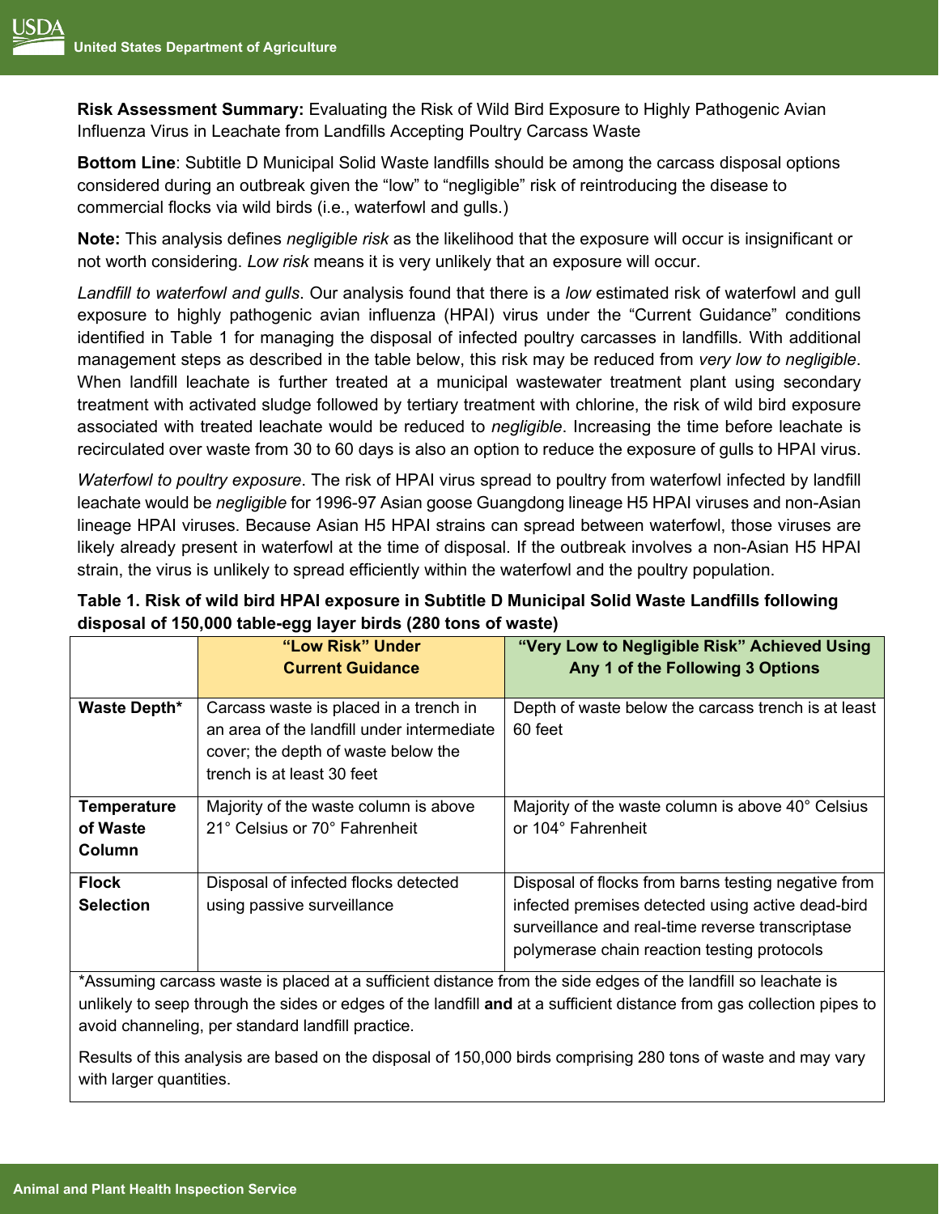**Risk Assessment Summary:** Evaluating the Risk of Wild Bird Exposure to Highly Pathogenic Avian Influenza Virus in Leachate from Landfills Accepting Poultry Carcass Waste

**Bottom Line**: Subtitle D Municipal Solid Waste landfills should be among the carcass disposal options considered during an outbreak given the "low" to "negligible" risk of reintroducing the disease to commercial flocks via wild birds (i.e., waterfowl and gulls.)

**Note:** This analysis defines *negligible risk* as the likelihood that the exposure will occur is insignificant or not worth considering. *Low risk* means it is very unlikely that an exposure will occur.

*Landfill to waterfowl and gulls*. Our analysis found that there is a *low* estimated risk of waterfowl and gull exposure to highly pathogenic avian influenza (HPAI) virus under the "Current Guidance" conditions identified in Table 1 for managing the disposal of infected poultry carcasses in landfills. With additional management steps as described in the table below, this risk may be reduced from *very low to negligible*. When landfill leachate is further treated at a municipal wastewater treatment plant using secondary treatment with activated sludge followed by tertiary treatment with chlorine, the risk of wild bird exposure associated with treated leachate would be reduced to *negligible*. Increasing the time before leachate is recirculated over waste from 30 to 60 days is also an option to reduce the exposure of gulls to HPAI virus.

*Waterfowl to poultry exposure*. The risk of HPAI virus spread to poultry from waterfowl infected by landfill leachate would be *negligible* for 1996-97 Asian goose Guangdong lineage H5 HPAI viruses and non-Asian lineage HPAI viruses. Because Asian H5 HPAI strains can spread between waterfowl, those viruses are likely already present in waterfowl at the time of disposal. If the outbreak involves a non-Asian H5 HPAI strain, the virus is unlikely to spread efficiently within the waterfowl and the poultry population.

**Table 1. Risk of wild bird HPAI exposure in Subtitle D Municipal Solid Waste Landfills following disposal of 150,000 table-egg layer birds (280 tons of waste)**

| | **"Low Risk" Under Current Guidance** | **"Very Low to Negligible Risk" Achieved Using Any 1 of the Following 3 Options** |
|---|---|---|
| **Waste Depth*** | Carcass waste is placed in a trench in an area of the landfill under intermediate cover; the depth of waste below the trench is at least 30 feet | Depth of waste below the carcass trench is at least 60 feet |
| **Temperature of Waste Column** | Majority of the waste column is above 21° Celsius or 70° Fahrenheit | Majority of the waste column is above 40° Celsius or 104° Fahrenheit |
| **Flock Selection** | Disposal of infected flocks detected using passive surveillance | Disposal of flocks from barns testing negative from infected premises detected using active dead-bird surveillance and real-time reverse transcriptase polymerase chain reaction testing protocols |

*Assuming carcass waste is placed at a sufficient distance from the side edges of the landfill so leachate is unlikely to seep through the sides or edges of the landfill **and** at a sufficient distance from gas collection pipes to avoid channeling, per standard landfill practice.

Results of this analysis are based on the disposal of 150,000 birds comprising 280 tons of waste and may vary with larger quantities.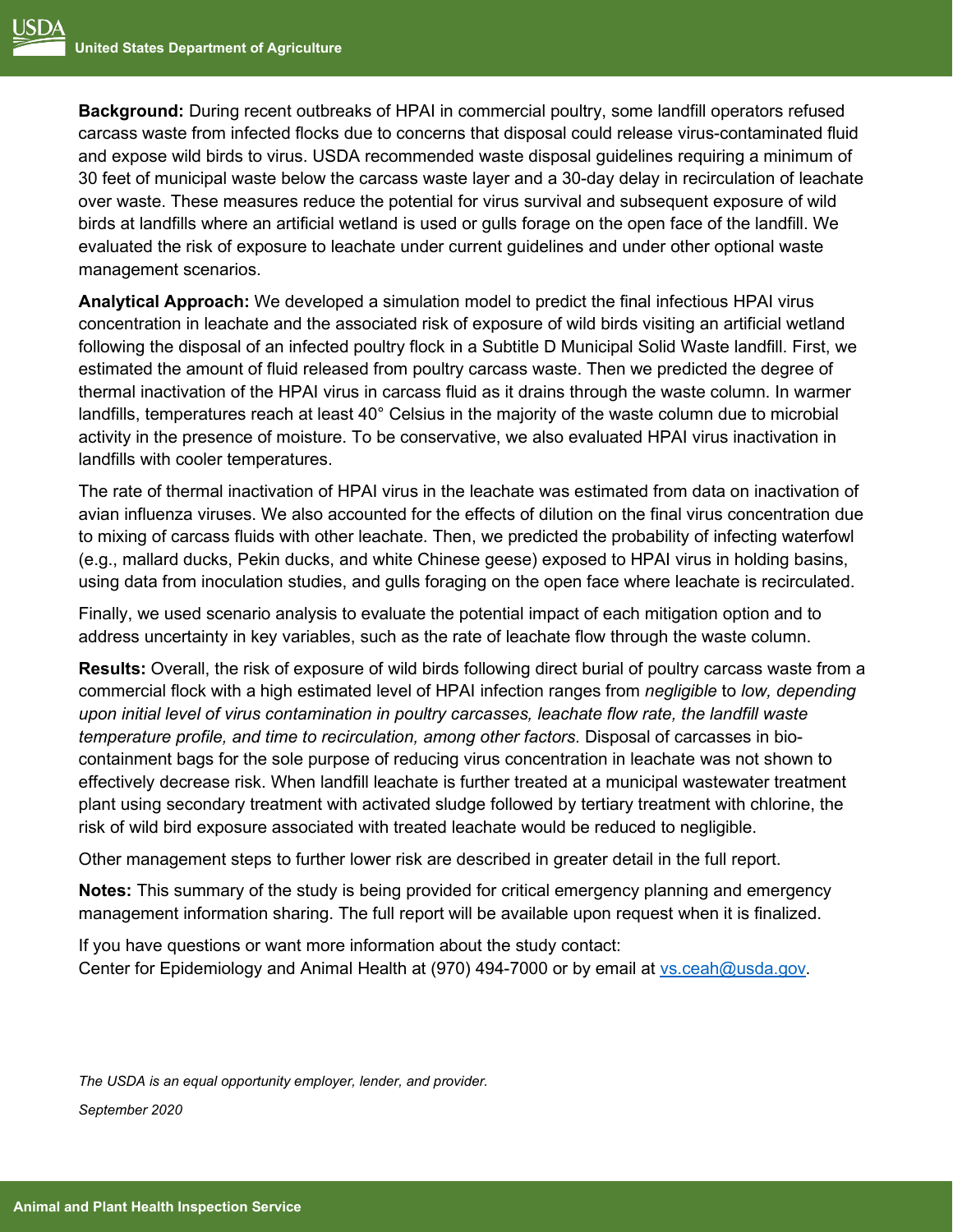**Background:** During recent outbreaks of HPAI in commercial poultry, some landfill operators refused carcass waste from infected flocks due to concerns that disposal could release virus-contaminated fluid and expose wild birds to virus. USDA recommended waste disposal guidelines requiring a minimum of 30 feet of municipal waste below the carcass waste layer and a 30-day delay in recirculation of leachate over waste. These measures reduce the potential for virus survival and subsequent exposure of wild birds at landfills where an artificial wetland is used or gulls forage on the open face of the landfill. We evaluated the risk of exposure to leachate under current guidelines and under other optional waste management scenarios.

**Analytical Approach:** We developed a simulation model to predict the final infectious HPAI virus concentration in leachate and the associated risk of exposure of wild birds visiting an artificial wetland following the disposal of an infected poultry flock in a Subtitle D Municipal Solid Waste landfill. First, we estimated the amount of fluid released from poultry carcass waste. Then we predicted the degree of thermal inactivation of the HPAI virus in carcass fluid as it drains through the waste column. In warmer landfills, temperatures reach at least 40° Celsius in the majority of the waste column due to microbial activity in the presence of moisture. To be conservative, we also evaluated HPAI virus inactivation in landfills with cooler temperatures.

The rate of thermal inactivation of HPAI virus in the leachate was estimated from data on inactivation of avian influenza viruses. We also accounted for the effects of dilution on the final virus concentration due to mixing of carcass fluids with other leachate. Then, we predicted the probability of infecting waterfowl (e.g., mallard ducks, Pekin ducks, and white Chinese geese) exposed to HPAI virus in holding basins, using data from inoculation studies, and gulls foraging on the open face where leachate is recirculated.

Finally, we used scenario analysis to evaluate the potential impact of each mitigation option and to address uncertainty in key variables, such as the rate of leachate flow through the waste column.

**Results:** Overall, the risk of exposure of wild birds following direct burial of poultry carcass waste from a commercial flock with a high estimated level of HPAI infection ranges from *negligible* to *low, depending upon initial level of virus contamination in poultry carcasses, leachate flow rate, the landfill waste temperature profile, and time to recirculation, among other factors*. Disposal of carcasses in bio-containment bags for the sole purpose of reducing virus concentration in leachate was not shown to effectively decrease risk. When landfill leachate is further treated at a municipal wastewater treatment plant using secondary treatment with activated sludge followed by tertiary treatment with chlorine, the risk of wild bird exposure associated with treated leachate would be reduced to negligible.

Other management steps to further lower risk are described in greater detail in the full report.

**Notes:** This summary of the study is being provided for critical emergency planning and emergency management information sharing. The full report will be available upon request when it is finalized.

If you have questions or want more information about the study contact:
Center for Epidemiology and Animal Health at (970) 494-7000 or by email at vs.ceah@usda.gov.

*The USDA is an equal opportunity employer, lender, and provider.*

*September 2020*